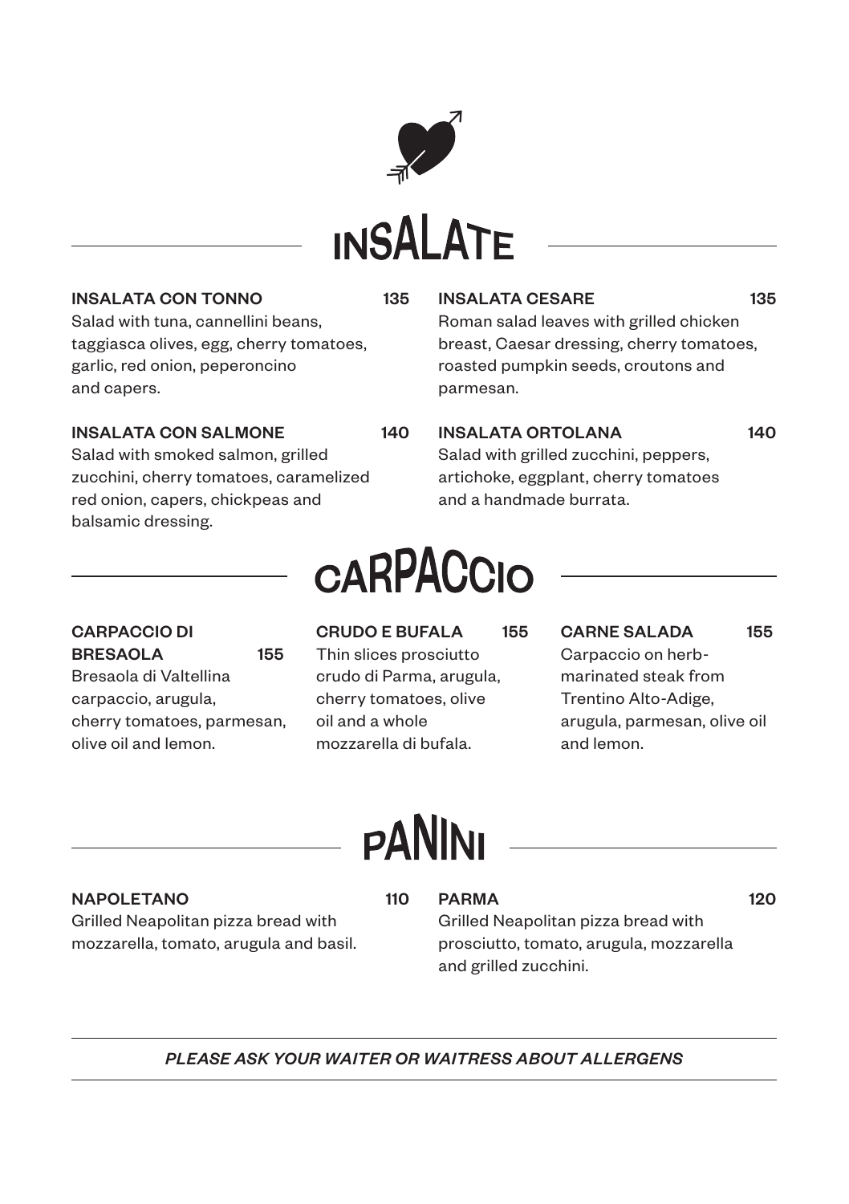# INSALATE

**INSALATA CON TONNO** 135
Salad with tuna, cannellini beans, taggiasca olives, egg, cherry tomatoes, garlic, red onion, peperoncino and capers.

**INSALATA CON SALMONE** 140
Salad with smoked salmon, grilled zucchini, cherry tomatoes, caramelized red onion, capers, chickpeas and balsamic dressing.

**INSALATA CESARE** 135
Roman salad leaves with grilled chicken breast, Caesar dressing, cherry tomatoes, roasted pumpkin seeds, croutons and parmesan.

**INSALATA ORTOLANA** 140
Salad with grilled zucchini, peppers, artichoke, eggplant, cherry tomatoes and a handmade burrata.

# CARPACCIO

**CARPACCIO DI BRESAOLA** 155
Bresaola di Valtellina carpaccio, arugula, cherry tomatoes, parmesan, olive oil and lemon.

**CRUDO E BUFALA** 155
Thin slices prosciutto crudo di Parma, arugula, cherry tomatoes, olive oil and a whole mozzarella di bufala.

**CARNE SALADA** 155
Carpaccio on herb-marinated steak from Trentino Alto-Adige, arugula, parmesan, olive oil and lemon.

# PANINI

**NAPOLETANO** 110
Grilled Neapolitan pizza bread with mozzarella, tomato, arugula and basil.

**PARMA** 120
Grilled Neapolitan pizza bread with prosciutto, tomato, arugula, mozzarella and grilled zucchini.

---

*PLEASE ASK YOUR WAITER OR WAITRESS ABOUT ALLERGENS*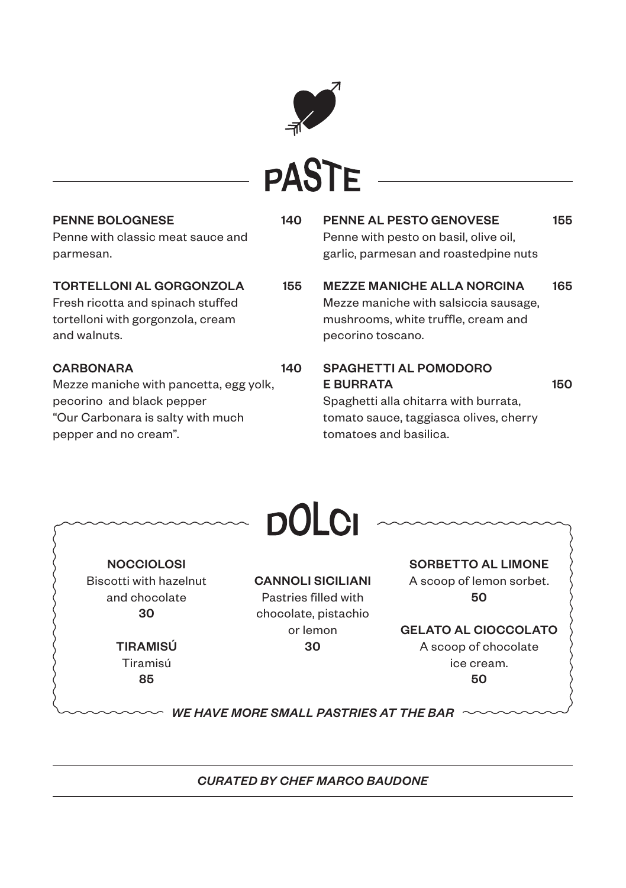# PASTE

**PENNE BOLOGNESE** 140
Penne with classic meat sauce and parmesan.

**TORTELLONI AL GORGONZOLA** 155
Fresh ricotta and spinach stuffed tortelloni with gorgonzola, cream and walnuts.

**CARBONARA** 140
Mezze maniche with pancetta, egg yolk, pecorino and black pepper
"Our Carbonara is salty with much pepper and no cream".

**PENNE AL PESTO GENOVESE** 155
Penne with pesto on basil, olive oil, garlic, parmesan and roastedpine nuts

**MEZZE MANICHE ALLA NORCINA** 165
Mezze maniche with salsiccia sausage, mushrooms, white truffle, cream and pecorino toscano.

**SPAGHETTI AL POMODORO E BURRATA** 150
Spaghetti alla chitarra with burrata, tomato sauce, taggiasca olives, cherry tomatoes and basilica.

# DOLCI

**NOCCIOLOSI**
Biscotti with hazelnut and chocolate
**30**

**TIRAMISÚ**
Tiramisú
**85**

**CANNOLI SICILIANI**
Pastries filled with chocolate, pistachio or lemon
**30**

**SORBETTO AL LIMONE**
A scoop of lemon sorbet.
**50**

**GELATO AL CIOCCOLATO**
A scoop of chocolate ice cream.
**50**

***WE HAVE MORE SMALL PASTRIES AT THE BAR***

***CURATED BY CHEF MARCO BAUDONE***